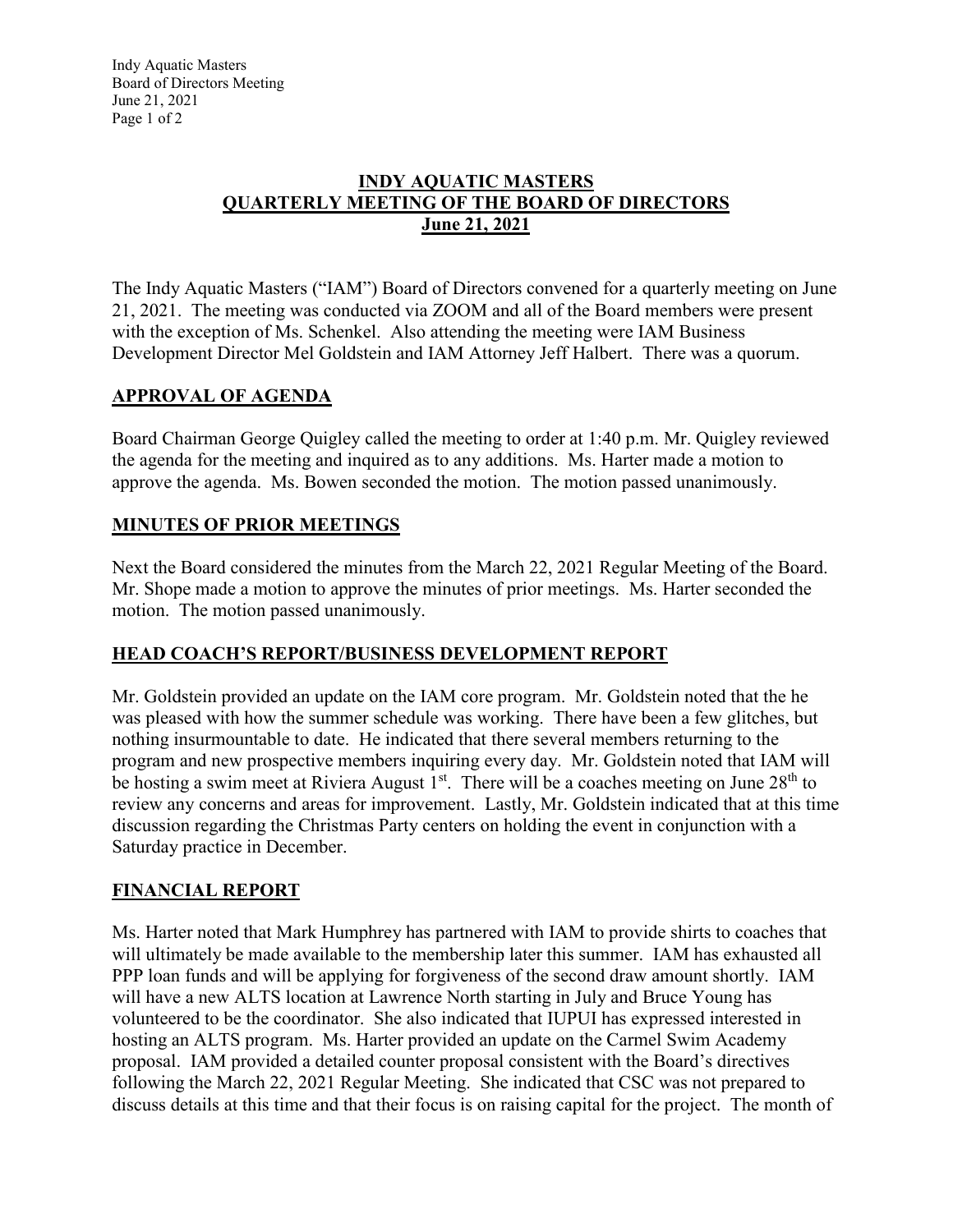# INDY AQUATIC MASTERS
# QUARTERLY MEETING OF THE BOARD OF DIRECTORS
# June 21, 2021

The Indy Aquatic Masters ("IAM") Board of Directors convened for a quarterly meeting on June 21, 2021. The meeting was conducted via ZOOM and all of the Board members were present with the exception of Ms. Schenkel. Also attending the meeting were IAM Business Development Director Mel Goldstein and IAM Attorney Jeff Halbert. There was a quorum.

## APPROVAL OF AGENDA

Board Chairman George Quigley called the meeting to order at 1:40 p.m. Mr. Quigley reviewed the agenda for the meeting and inquired as to any additions. Ms. Harter made a motion to approve the agenda. Ms. Bowen seconded the motion. The motion passed unanimously.

## MINUTES OF PRIOR MEETINGS

Next the Board considered the minutes from the March 22, 2021 Regular Meeting of the Board. Mr. Shope made a motion to approve the minutes of prior meetings. Ms. Harter seconded the motion. The motion passed unanimously.

## HEAD COACH'S REPORT/BUSINESS DEVELOPMENT REPORT

Mr. Goldstein provided an update on the IAM core program. Mr. Goldstein noted that the he was pleased with how the summer schedule was working. There have been a few glitches, but nothing insurmountable to date. He indicated that there several members returning to the program and new prospective members inquiring every day. Mr. Goldstein noted that IAM will be hosting a swim meet at Riviera August 1st. There will be a coaches meeting on June 28th to review any concerns and areas for improvement. Lastly, Mr. Goldstein indicated that at this time discussion regarding the Christmas Party centers on holding the event in conjunction with a Saturday practice in December.

## FINANCIAL REPORT

Ms. Harter noted that Mark Humphrey has partnered with IAM to provide shirts to coaches that will ultimately be made available to the membership later this summer. IAM has exhausted all PPP loan funds and will be applying for forgiveness of the second draw amount shortly. IAM will have a new ALTS location at Lawrence North starting in July and Bruce Young has volunteered to be the coordinator. She also indicated that IUPUI has expressed interested in hosting an ALTS program. Ms. Harter provided an update on the Carmel Swim Academy proposal. IAM provided a detailed counter proposal consistent with the Board's directives following the March 22, 2021 Regular Meeting. She indicated that CSC was not prepared to discuss details at this time and that their focus is on raising capital for the project. The month of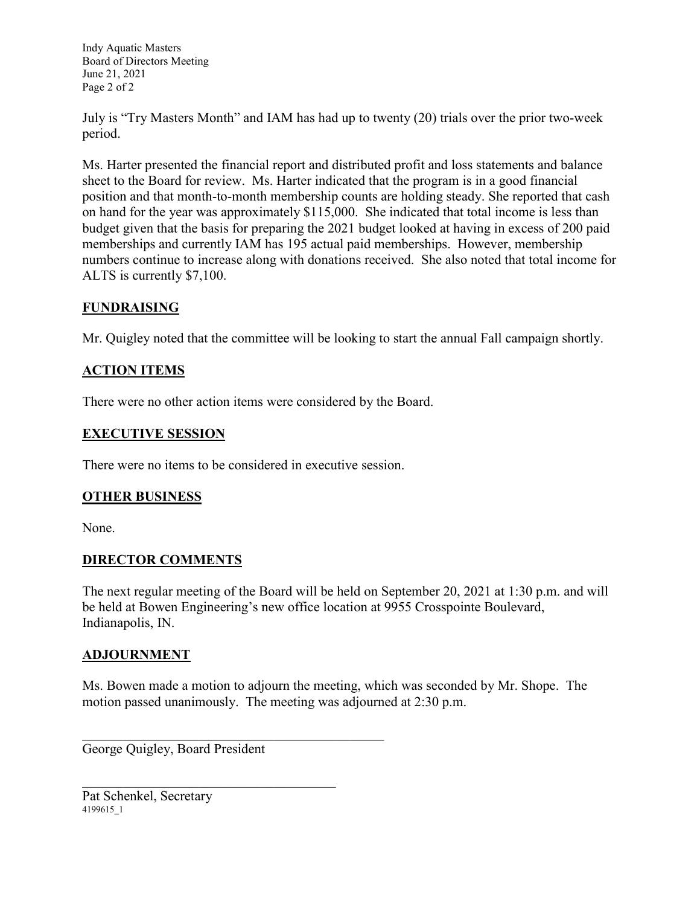July is "Try Masters Month" and IAM has had up to twenty (20) trials over the prior two-week period.

Ms. Harter presented the financial report and distributed profit and loss statements and balance sheet to the Board for review. Ms. Harter indicated that the program is in a good financial position and that month-to-month membership counts are holding steady. She reported that cash on hand for the year was approximately $115,000. She indicated that total income is less than budget given that the basis for preparing the 2021 budget looked at having in excess of 200 paid memberships and currently IAM has 195 actual paid memberships. However, membership numbers continue to increase along with donations received. She also noted that total income for ALTS is currently $7,100.

## FUNDRAISING

Mr. Quigley noted that the committee will be looking to start the annual Fall campaign shortly.

## ACTION ITEMS

There were no other action items were considered by the Board.

## EXECUTIVE SESSION

There were no items to be considered in executive session.

## OTHER BUSINESS

None.

## DIRECTOR COMMENTS

The next regular meeting of the Board will be held on September 20, 2021 at 1:30 p.m. and will be held at Bowen Engineering's new office location at 9955 Crosspointe Boulevard, Indianapolis, IN.

## ADJOURNMENT

Ms. Bowen made a motion to adjourn the meeting, which was seconded by Mr. Shope. The motion passed unanimously. The meeting was adjourned at 2:30 p.m.

\_\_\_\_\_\_\_\_\_\_\_\_\_\_\_\_\_\_\_\_\_\_\_\_\_\_\_\_\_\_\_\_\_\_\_\_\_\_\_\_

George Quigley, Board President

\_\_\_\_\_\_\_\_\_\_\_\_\_\_\_\_\_\_\_\_\_\_\_\_\_\_\_\_\_\_\_\_\_\_\_\_\_\_\_\_

Pat Schenkel, Secretary

4199615_1